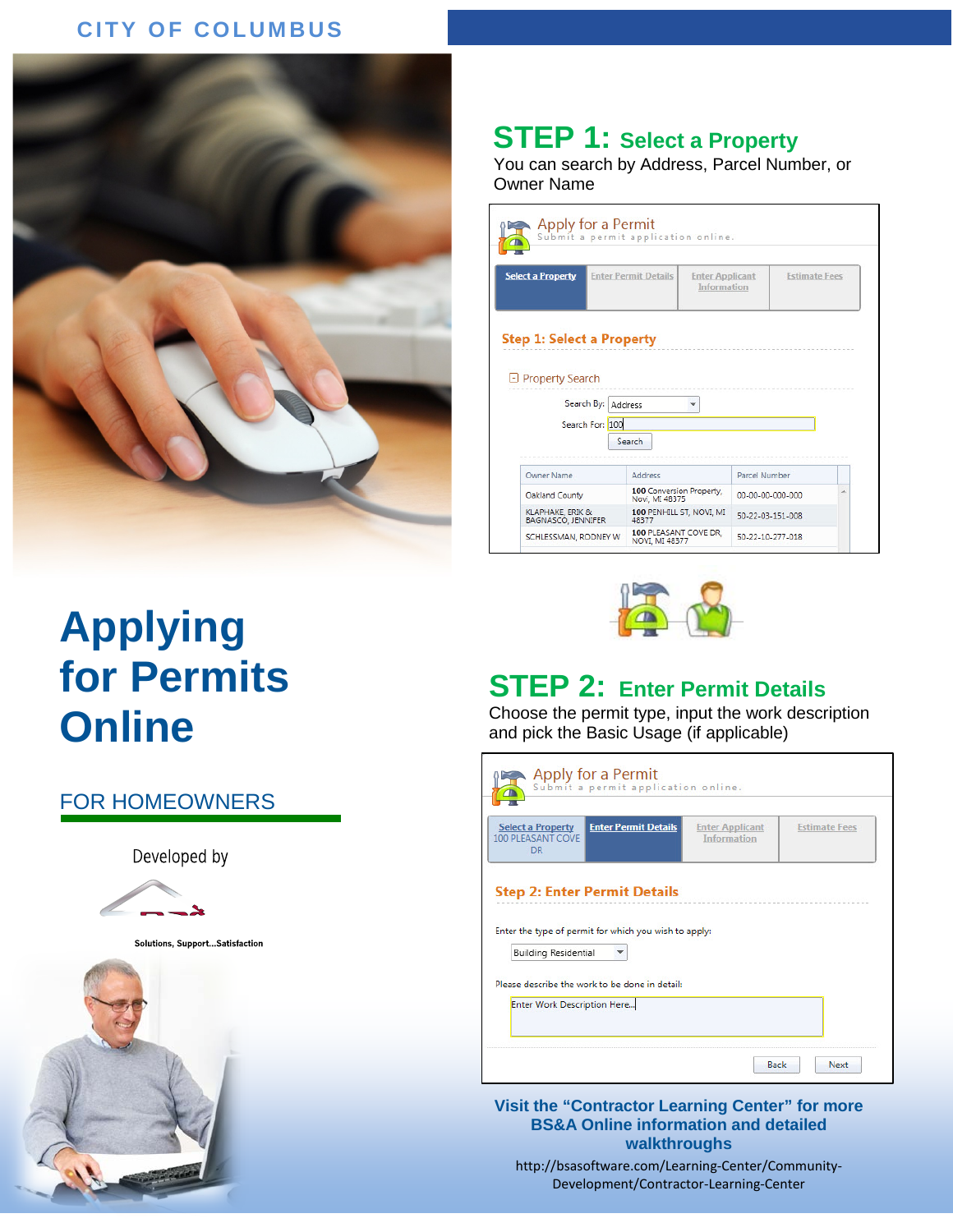CITY OF COLUMBUS

# Applying for Permits Online

## FOR HOMEOWNERS

Developed by

Solutions, Support...Satisfaction

## STEP 1: Select a Property

You can search by Address, Parcel Number, or Owner Name

Apply for a Permit
Submit a permit application online.

Select a Property | Enter Permit Details | Enter Applicant Information | Estimate Fees

**Step 1: Select a Property**

Property Search

Search By: Address

Search For: 100

Search

| Owner Name | Address | Parcel Number |
|---|---|---|
| Oakland County | 100 Conversion Property, Novi, MI 48375 | 00-00-00-000-000 |
| KLAPHAKE, ERIK & BAGNASCO, JENNIFER | 100 PENHILL ST, NOVI, MI 48377 | 50-22-03-151-008 |
| SCHLESSMAN, RODNEY W | 100 PLEASANT COVE DR, NOVI, MI 48377 | 50-22-10-277-018 |

## STEP 2: Enter Permit Details

Choose the permit type, input the work description and pick the Basic Usage (if applicable)

Apply for a Permit
Submit a permit application online.

Select a Property (100 PLEASANT COVE DR) | Enter Permit Details | Enter Applicant Information | Estimate Fees

**Step 2: Enter Permit Details**

Enter the type of permit for which you wish to apply:

Building Residential

Please describe the work to be done in detail:

Enter Work Description Here...

Back | Next

**Visit the "Contractor Learning Center" for more BS&A Online information and detailed walkthroughs**

http://bsasoftware.com/Learning-Center/Community-Development/Contractor-Learning-Center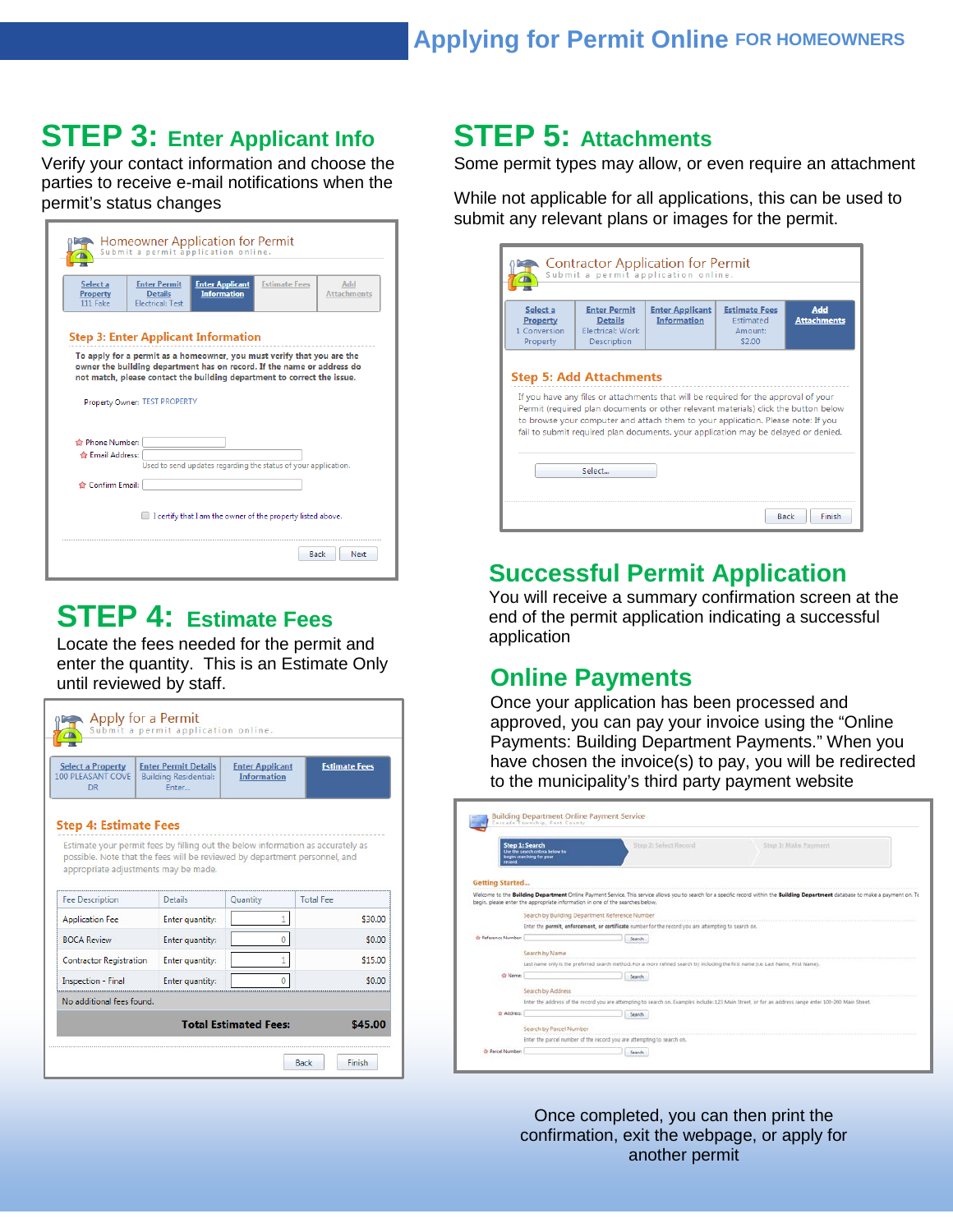# Applying for Permit Online FOR HOMEOWNERS

## STEP 3: Enter Applicant Info

Verify your contact information and choose the parties to receive e-mail notifications when the permit's status changes

Homeowner Application for Permit
Submit a permit application online.

Select a Property 111 Folke | Enter Permit Details Electrical: Test | Enter Applicant Information | Estimate Fees | Add Attachments

Step 3: Enter Applicant Information

To apply for a permit as a homeowner, you must verify that you are the owner the building department has on record. If the name or address do not match, please contact the building department to correct the issue.

Property Owner: TEST PROPERTY

Phone Number:
Email Address:
Used to send updates regarding the status of your application.
Confirm Email:

I certify that I am the owner of the property listed above.

Back | Next

## STEP 4: Estimate Fees

Locate the fees needed for the permit and enter the quantity. This is an Estimate Only until reviewed by staff.

Apply for a Permit
Submit a permit application online.

Select a Property 100 PLEASANT COVE DR | Enter Permit Details Building Residential: Enter... | Enter Applicant Information | Estimate Fees

Step 4: Estimate Fees

Estimate your permit fees by filling out the below information as accurately as possible. Note that the fees will be reviewed by department personnel, and appropriate adjustments may be made.

| Fee Description | Details | Quantity | Total Fee |
|---|---|---|---|
| Application Fee | Enter quantity: | 1 | $30.00 |
| BOCA Review | Enter quantity: | 0 | $0.00 |
| Contractor Registration | Enter quantity: | 1 | $15.00 |
| Inspection - Final | Enter quantity: | 0 | $0.00 |
| No additional fees found. | | | |
| | | **Total Estimated Fees:** | **$45.00** |

Back | Finish

## STEP 5: Attachments

Some permit types may allow, or even require an attachment

While not applicable for all applications, this can be used to submit any relevant plans or images for the permit.

Contractor Application for Permit
Submit a permit application online.

Select a Property 1 Conversion Property | Enter Permit Details Electrical: Work Description | Enter Applicant Information | Estimate Fees Estimated Amount: $2.00 | Add Attachments

Step 5: Add Attachments

If you have any files or attachments that will be required for the approval of your Permit (required plan documents or other relevant materials) click the button below to browse your computer and attach them to your application. Please note: If you fail to submit required plan documents, your application may be delayed or denied.

Select...

Back | Finish

## Successful Permit Application

You will receive a summary confirmation screen at the end of the permit application indicating a successful application

## Online Payments

Once your application has been processed and approved, you can pay your invoice using the "Online Payments: Building Department Payments." When you have chosen the invoice(s) to pay, you will be redirected to the municipality's third party payment website

Building Department Online Payment Service

Step 1: Search | Step 2: Select Record | Step 3: Make Payment

Getting Started...

Welcome to the Building Department Online Payment Service. This service allows you to search for a specific record within the Building Department database to make a payment on. To begin, please enter the appropriate information in one of the searches below.

Search by Building Department Reference Number
Enter the permit, enforcement, or certificate number for the record you are attempting to search on.
Reference Number: Search

Search by Name
Last name only is the preferred search method. For a more refined search try including the first name (i.e. Last Name, First Name).
Name: Search

Search by Address
Enter the address of the record you are attempting to search on. Examples include: 123 Main Street, or for an address range enter 100-200 Main Street.
Address: Search

Search by Parcel Number
Enter the parcel number of the record you are attempting to search on.
Parcel Number: Search

Once completed, you can then print the confirmation, exit the webpage, or apply for another permit